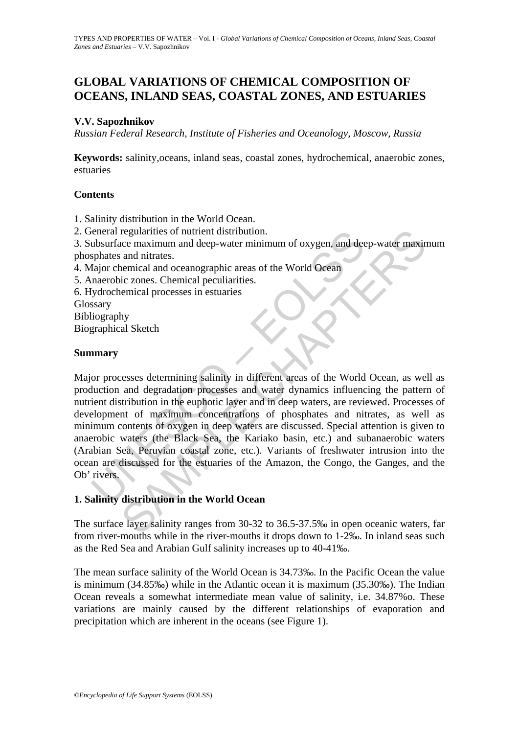# GLOBAL VARIATIONS OF CHEMICAL COMPOSITION OF OCEANS, INLAND SEAS, COASTAL ZONES, AND ESTUARIES

**V.V. Sapozhnikov**

*Russian Federal Research, Institute of Fisheries and Oceanology, Moscow, Russia*

**Keywords:** salinity,oceans, inland seas, coastal zones, hydrochemical, anaerobic zones, estuaries

## Contents

1. Salinity distribution in the World Ocean.
2. General regularities of nutrient distribution.
3. Subsurface maximum and deep-water minimum of oxygen, and deep-water maximum phosphates and nitrates.
4. Major chemical and oceanographic areas of the World Ocean
5. Anaerobic zones. Chemical peculiarities.
6. Hydrochemical processes in estuaries

Glossary
Bibliography
Biographical Sketch

## Summary

Major processes determining salinity in different areas of the World Ocean, as well as production and degradation processes and water dynamics influencing the pattern of nutrient distribution in the euphotic layer and in deep waters, are reviewed. Processes of development of maximum concentrations of phosphates and nitrates, as well as minimum contents of oxygen in deep waters are discussed. Special attention is given to anaerobic waters (the Black Sea, the Kariako basin, etc.) and subanaerobic waters (Arabian Sea, Peruvian coastal zone, etc.). Variants of freshwater intrusion into the ocean are discussed for the estuaries of the Amazon, the Congo, the Ganges, and the Ob' rivers.

## 1. Salinity distribution in the World Ocean

The surface layer salinity ranges from 30-32 to 36.5-37.5‰ in open oceanic waters, far from river-mouths while in the river-mouths it drops down to 1-2‰. In inland seas such as the Red Sea and Arabian Gulf salinity increases up to 40-41‰.

The mean surface salinity of the World Ocean is 34.73‰. In the Pacific Ocean the value is minimum (34.85‰) while in the Atlantic ocean it is maximum (35.30‰). The Indian Ocean reveals a somewhat intermediate mean value of salinity, i.e. 34.87%o. These variations are mainly caused by the different relationships of evaporation and precipitation which are inherent in the oceans (see Figure 1).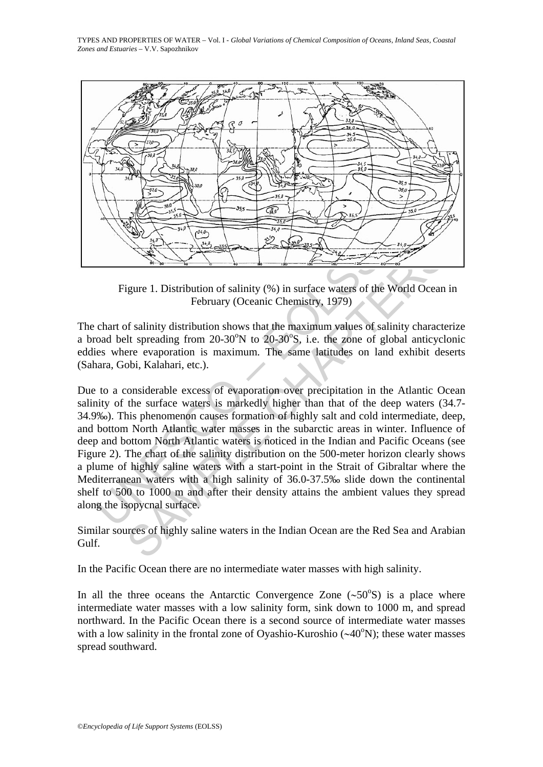Figure 1. Distribution of salinity (%) in surface waters of the World Ocean in February (Oceanic Chemistry, 1979)

The chart of salinity distribution shows that the maximum values of salinity characterize a broad belt spreading from 20-30°N to 20-30°S, i.e. the zone of global anticyclonic eddies where evaporation is maximum. The same latitudes on land exhibit deserts (Sahara, Gobi, Kalahari, etc.).

Due to a considerable excess of evaporation over precipitation in the Atlantic Ocean salinity of the surface waters is markedly higher than that of the deep waters (34.7-34.9‰). This phenomenon causes formation of highly salt and cold intermediate, deep, and bottom North Atlantic water masses in the subarctic areas in winter. Influence of deep and bottom North Atlantic waters is noticed in the Indian and Pacific Oceans (see Figure 2). The chart of the salinity distribution on the 500-meter horizon clearly shows a plume of highly saline waters with a start-point in the Strait of Gibraltar where the Mediterranean waters with a high salinity of 36.0-37.5‰ slide down the continental shelf to 500 to 1000 m and after their density attains the ambient values they spread along the isopycnal surface.

Similar sources of highly saline waters in the Indian Ocean are the Red Sea and Arabian Gulf.

In the Pacific Ocean there are no intermediate water masses with high salinity.

In all the three oceans the Antarctic Convergence Zone (~50°S) is a place where intermediate water masses with a low salinity form, sink down to 1000 m, and spread northward. In the Pacific Ocean there is a second source of intermediate water masses with a low salinity in the frontal zone of Oyashio-Kuroshio (~40°N); these water masses spread southward.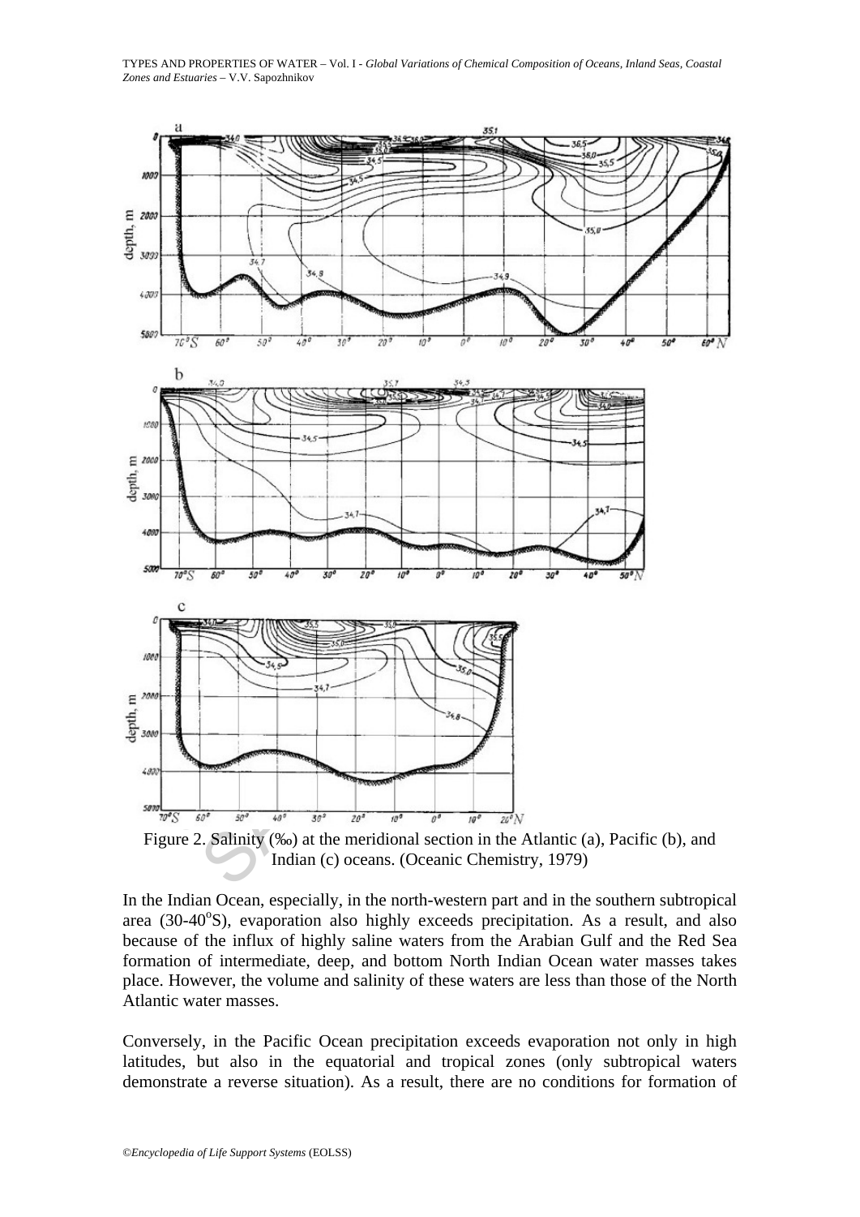Figure 2. Salinity (‰) at the meridional section in the Atlantic (a), Pacific (b), and Indian (c) oceans. (Oceanic Chemistry, 1979)

In the Indian Ocean, especially, in the north-western part and in the southern subtropical area (30-40°S), evaporation also highly exceeds precipitation. As a result, and also because of the influx of highly saline waters from the Arabian Gulf and the Red Sea formation of intermediate, deep, and bottom North Indian Ocean water masses takes place. However, the volume and salinity of these waters are less than those of the North Atlantic water masses.

Conversely, in the Pacific Ocean precipitation exceeds evaporation not only in high latitudes, but also in the equatorial and tropical zones (only subtropical waters demonstrate a reverse situation). As a result, there are no conditions for formation of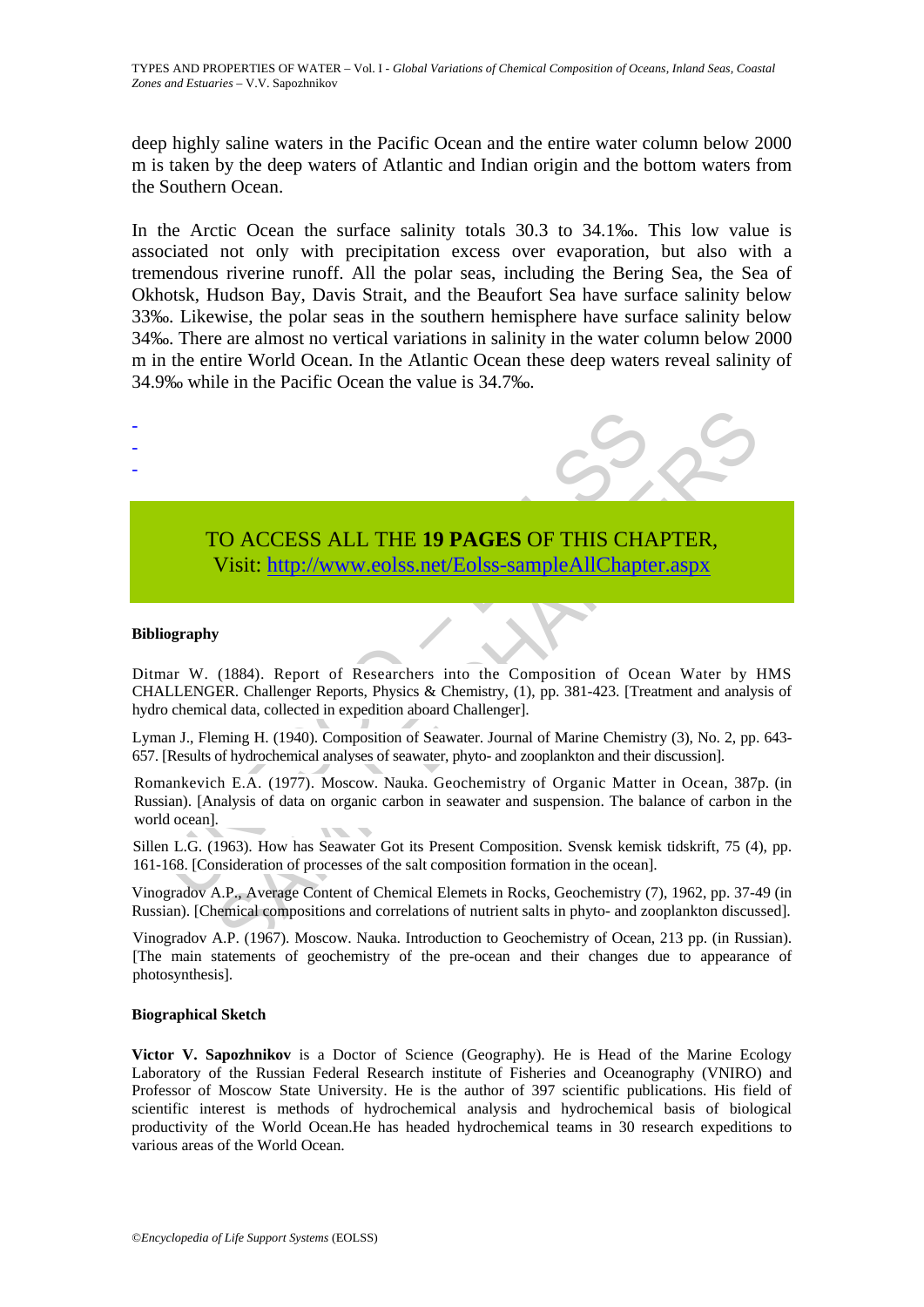deep highly saline waters in the Pacific Ocean and the entire water column below 2000 m is taken by the deep waters of Atlantic and Indian origin and the bottom waters from the Southern Ocean.

In the Arctic Ocean the surface salinity totals 30.3 to 34.1‰. This low value is associated not only with precipitation excess over evaporation, but also with a tremendous riverine runoff. All the polar seas, including the Bering Sea, the Sea of Okhotsk, Hudson Bay, Davis Strait, and the Beaufort Sea have surface salinity below 33‰. Likewise, the polar seas in the southern hemisphere have surface salinity below 34‰. There are almost no vertical variations in salinity in the water column below 2000 m in the entire World Ocean. In the Atlantic Ocean these deep waters reveal salinity of 34.9‰ while in the Pacific Ocean the value is 34.7‰.

-
-
-

TO ACCESS ALL THE **19 PAGES** OF THIS CHAPTER,
Visit: http://www.eolss.net/Eolss-sampleAllChapter.aspx

**Bibliography**

Ditmar W. (1884). Report of Researchers into the Composition of Ocean Water by HMS CHALLENGER. Challenger Reports, Physics & Chemistry, (1), pp. 381-423. [Treatment and analysis of hydro chemical data, collected in expedition aboard Challenger].

Lyman J., Fleming H. (1940). Composition of Seawater. Journal of Marine Chemistry (3), No. 2, pp. 643-657. [Results of hydrochemical analyses of seawater, phyto- and zooplankton and their discussion].

Romankevich E.A. (1977). Moscow. Nauka. Geochemistry of Organic Matter in Ocean, 387p. (in Russian). [Analysis of data on organic carbon in seawater and suspension. The balance of carbon in the world ocean].

Sillen L.G. (1963). How has Seawater Got its Present Composition. Svensk kemisk tidskrift, 75 (4), pp. 161-168. [Consideration of processes of the salt composition formation in the ocean].

Vinogradov A.P., Average Content of Chemical Elemets in Rocks, Geochemistry (7), 1962, pp. 37-49 (in Russian). [Chemical compositions and correlations of nutrient salts in phyto- and zooplankton discussed].

Vinogradov A.P. (1967). Moscow. Nauka. Introduction to Geochemistry of Ocean, 213 pp. (in Russian). [The main statements of geochemistry of the pre-ocean and their changes due to appearance of photosynthesis].

**Biographical Sketch**

**Victor V. Sapozhnikov** is a Doctor of Science (Geography). He is Head of the Marine Ecology Laboratory of the Russian Federal Research institute of Fisheries and Oceanography (VNIRO) and Professor of Moscow State University. He is the author of 397 scientific publications. His field of scientific interest is methods of hydrochemical analysis and hydrochemical basis of biological productivity of the World Ocean.He has headed hydrochemical teams in 30 research expeditions to various areas of the World Ocean.